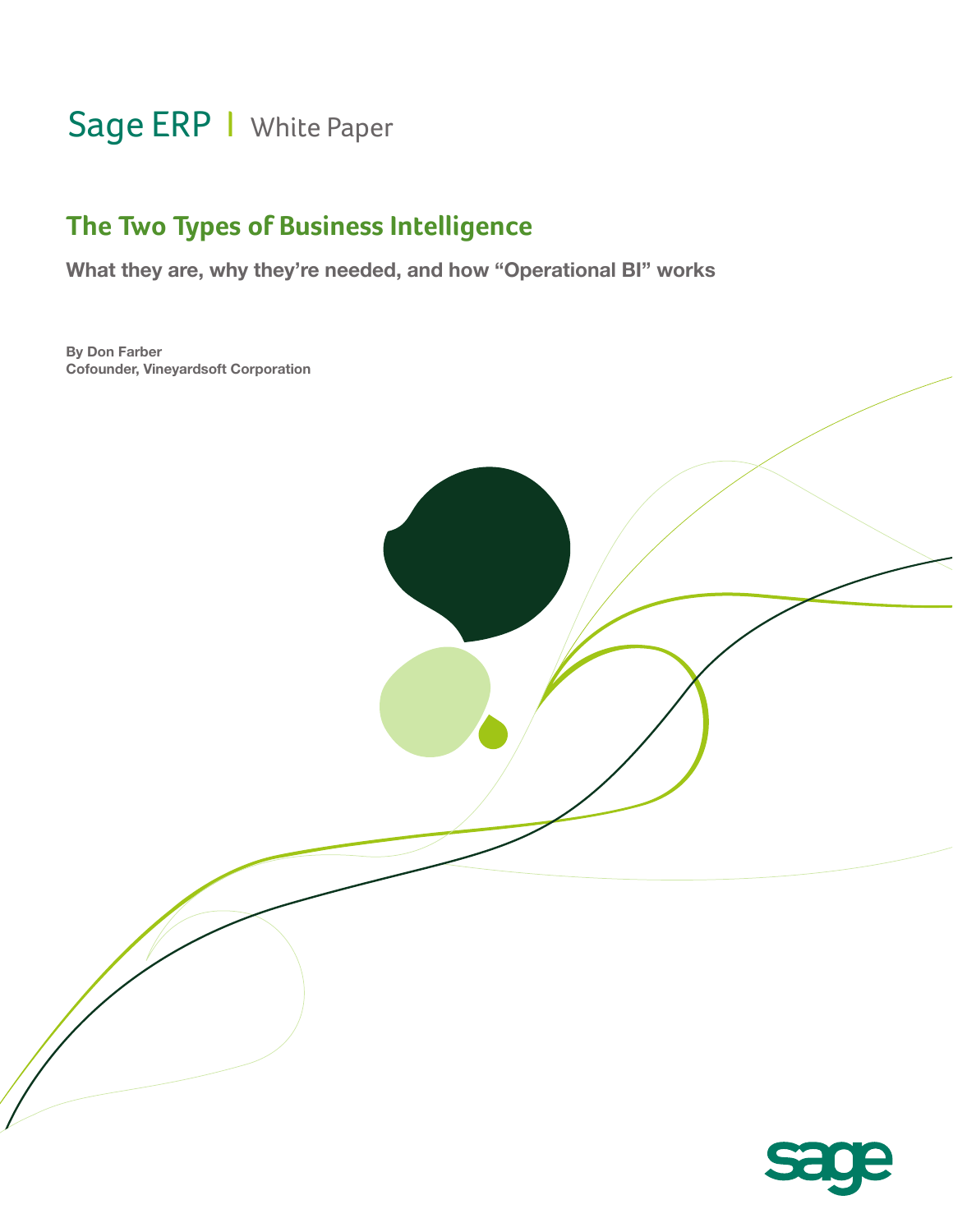Sage ERP | White Paper

# The Two Types of Business Intelligence

## What they are, why they're needed, and how "Operational BI" works

**By Don Farber**
**Cofounder, Vineyardsoft Corporation**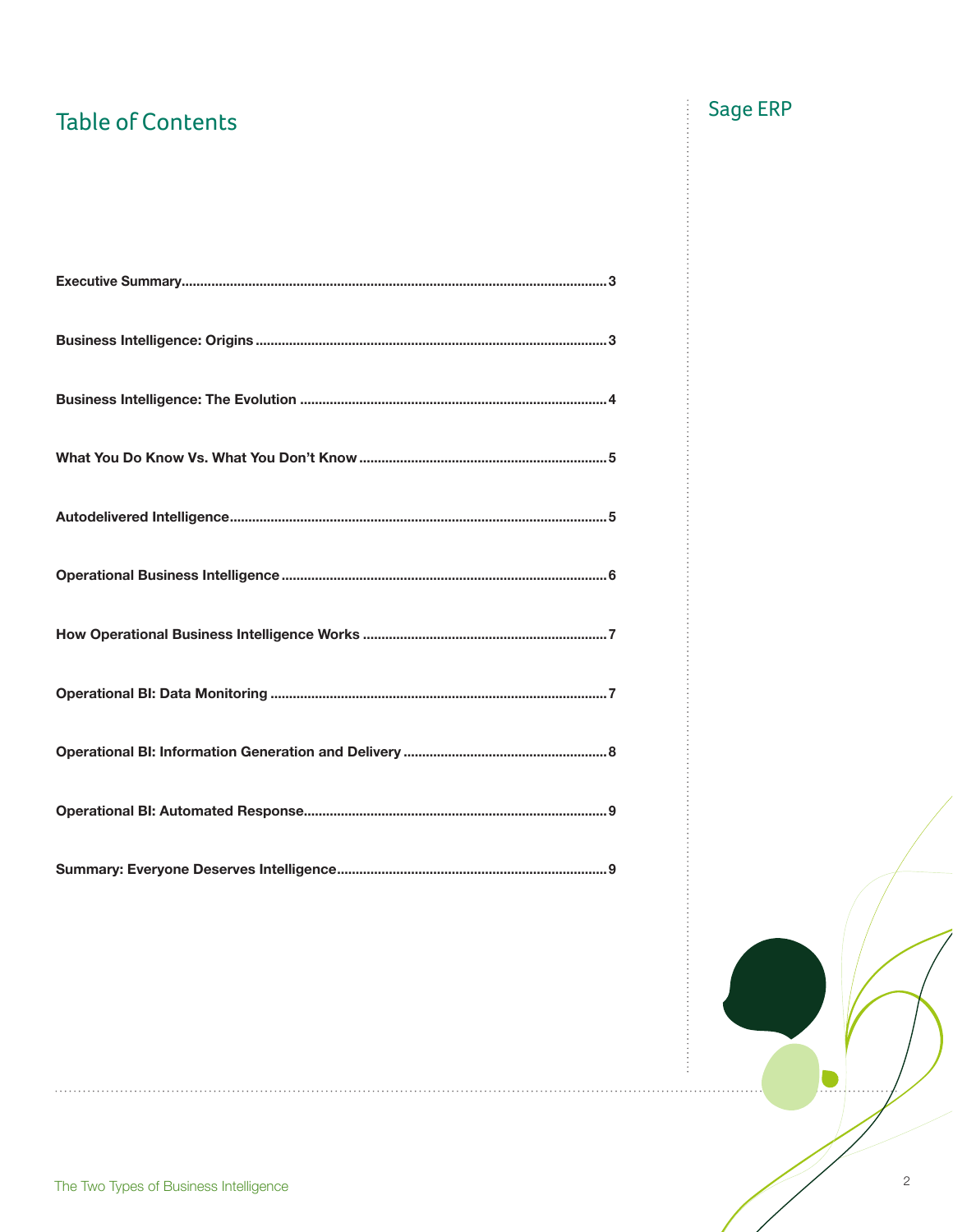# Table of Contents

Sage ERP

| Section | Page |
| --- | --- |
| **Executive Summary** | **3** |
| **Business Intelligence: Origins** | **3** |
| **Business Intelligence: The Evolution** | **4** |
| **What You Do Know Vs. What You Don't Know** | **5** |
| **Autodelivered Intelligence** | **5** |
| **Operational Business Intelligence** | **6** |
| **How Operational Business Intelligence Works** | **7** |
| **Operational BI: Data Monitoring** | **7** |
| **Operational BI: Information Generation and Delivery** | **8** |
| **Operational BI: Automated Response** | **9** |
| **Summary: Everyone Deserves Intelligence** | **9** |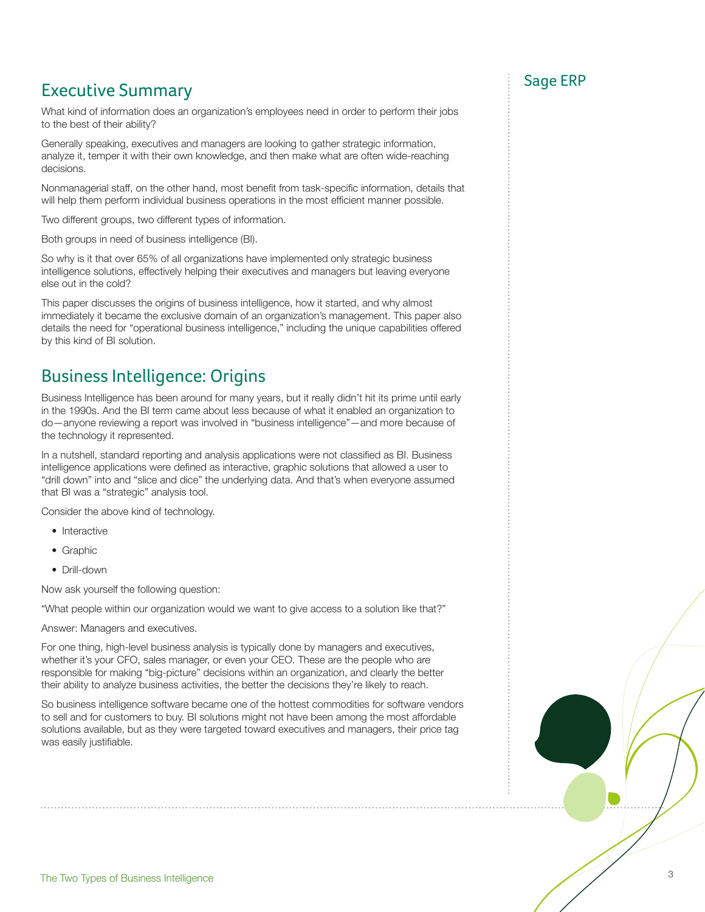## Executive Summary

What kind of information does an organization's employees need in order to perform their jobs to the best of their ability?

Generally speaking, executives and managers are looking to gather strategic information, analyze it, temper it with their own knowledge, and then make what are often wide-reaching decisions.

Nonmanagerial staff, on the other hand, most benefit from task-specific information, details that will help them perform individual business operations in the most efficient manner possible.

Two different groups, two different types of information.

Both groups in need of business intelligence (BI).

So why is it that over 65% of all organizations have implemented only strategic business intelligence solutions, effectively helping their executives and managers but leaving everyone else out in the cold?

This paper discusses the origins of business intelligence, how it started, and why almost immediately it became the exclusive domain of an organization's management. This paper also details the need for "operational business intelligence," including the unique capabilities offered by this kind of BI solution.

## Business Intelligence: Origins

Business Intelligence has been around for many years, but it really didn't hit its prime until early in the 1990s. And the BI term came about less because of what it enabled an organization to do—anyone reviewing a report was involved in "business intelligence"—and more because of the technology it represented.

In a nutshell, standard reporting and analysis applications were not classified as BI. Business intelligence applications were defined as interactive, graphic solutions that allowed a user to "drill down" into and "slice and dice" the underlying data. And that's when everyone assumed that BI was a "strategic" analysis tool.

Consider the above kind of technology.

- Interactive
- Graphic
- Drill-down

Now ask yourself the following question:

"What people within our organization would we want to give access to a solution like that?"

Answer: Managers and executives.

For one thing, high-level business analysis is typically done by managers and executives, whether it's your CFO, sales manager, or even your CEO. These are the people who are responsible for making "big-picture" decisions within an organization, and clearly the better their ability to analyze business activities, the better the decisions they're likely to reach.

So business intelligence software became one of the hottest commodities for software vendors to sell and for customers to buy. BI solutions might not have been among the most affordable solutions available, but as they were targeted toward executives and managers, their price tag was easily justifiable.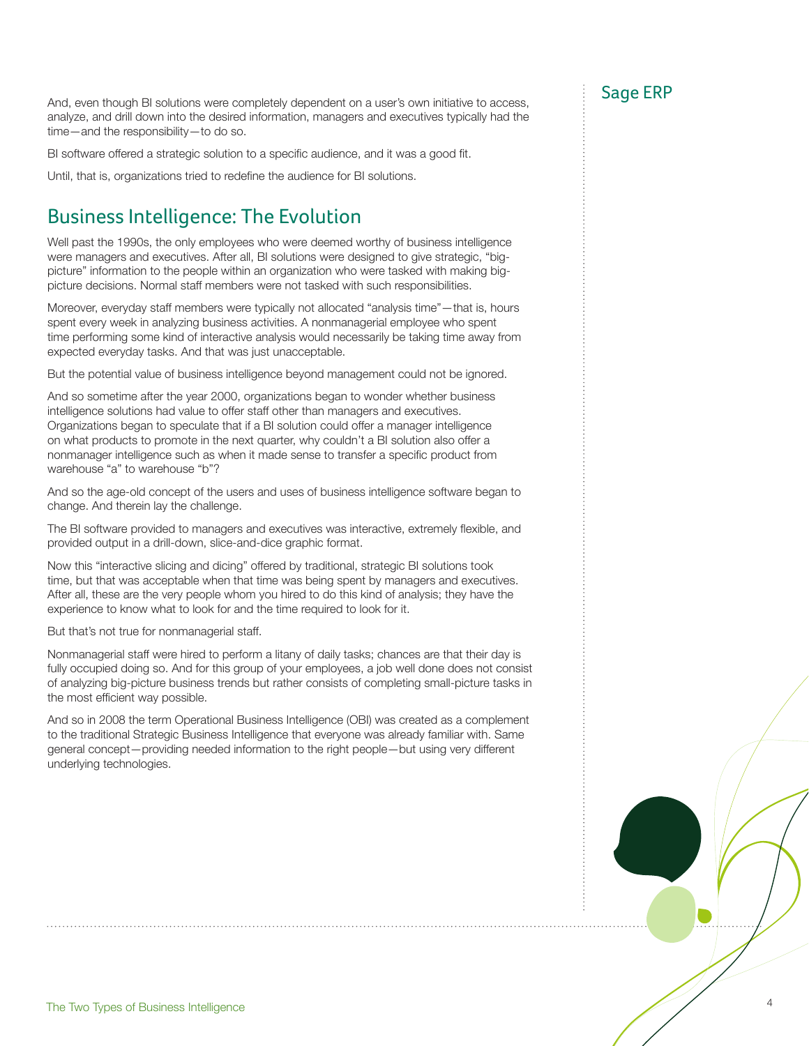And, even though BI solutions were completely dependent on a user's own initiative to access, analyze, and drill down into the desired information, managers and executives typically had the time—and the responsibility—to do so.

BI software offered a strategic solution to a specific audience, and it was a good fit.

Until, that is, organizations tried to redefine the audience for BI solutions.

## Business Intelligence: The Evolution

Well past the 1990s, the only employees who were deemed worthy of business intelligence were managers and executives. After all, BI solutions were designed to give strategic, "big-picture" information to the people within an organization who were tasked with making big-picture decisions. Normal staff members were not tasked with such responsibilities.

Moreover, everyday staff members were typically not allocated "analysis time"—that is, hours spent every week in analyzing business activities. A nonmanagerial employee who spent time performing some kind of interactive analysis would necessarily be taking time away from expected everyday tasks. And that was just unacceptable.

But the potential value of business intelligence beyond management could not be ignored.

And so sometime after the year 2000, organizations began to wonder whether business intelligence solutions had value to offer staff other than managers and executives. Organizations began to speculate that if a BI solution could offer a manager intelligence on what products to promote in the next quarter, why couldn't a BI solution also offer a nonmanager intelligence such as when it made sense to transfer a specific product from warehouse "a" to warehouse "b"?

And so the age-old concept of the users and uses of business intelligence software began to change. And therein lay the challenge.

The BI software provided to managers and executives was interactive, extremely flexible, and provided output in a drill-down, slice-and-dice graphic format.

Now this "interactive slicing and dicing" offered by traditional, strategic BI solutions took time, but that was acceptable when that time was being spent by managers and executives. After all, these are the very people whom you hired to do this kind of analysis; they have the experience to know what to look for and the time required to look for it.

But that's not true for nonmanagerial staff.

Nonmanagerial staff were hired to perform a litany of daily tasks; chances are that their day is fully occupied doing so. And for this group of your employees, a job well done does not consist of analyzing big-picture business trends but rather consists of completing small-picture tasks in the most efficient way possible.

And so in 2008 the term Operational Business Intelligence (OBI) was created as a complement to the traditional Strategic Business Intelligence that everyone was already familiar with. Same general concept—providing needed information to the right people—but using very different underlying technologies.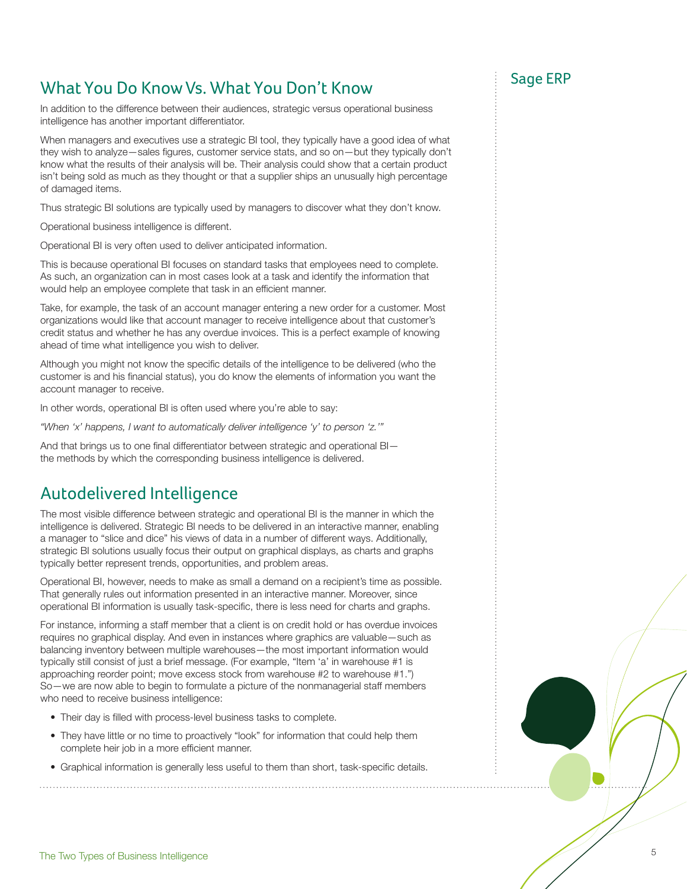## What You Do Know Vs. What You Don't Know

In addition to the difference between their audiences, strategic versus operational business intelligence has another important differentiator.

When managers and executives use a strategic BI tool, they typically have a good idea of what they wish to analyze—sales figures, customer service stats, and so on—but they typically don't know what the results of their analysis will be. Their analysis could show that a certain product isn't being sold as much as they thought or that a supplier ships an unusually high percentage of damaged items.

Thus strategic BI solutions are typically used by managers to discover what they don't know.

Operational business intelligence is different.

Operational BI is very often used to deliver anticipated information.

This is because operational BI focuses on standard tasks that employees need to complete. As such, an organization can in most cases look at a task and identify the information that would help an employee complete that task in an efficient manner.

Take, for example, the task of an account manager entering a new order for a customer. Most organizations would like that account manager to receive intelligence about that customer's credit status and whether he has any overdue invoices. This is a perfect example of knowing ahead of time what intelligence you wish to deliver.

Although you might not know the specific details of the intelligence to be delivered (who the customer is and his financial status), you do know the elements of information you want the account manager to receive.

In other words, operational BI is often used where you're able to say:

*"When 'x' happens, I want to automatically deliver intelligence 'y' to person 'z.'"*

And that brings us to one final differentiator between strategic and operational BI—the methods by which the corresponding business intelligence is delivered.

## Autodelivered Intelligence

The most visible difference between strategic and operational BI is the manner in which the intelligence is delivered. Strategic BI needs to be delivered in an interactive manner, enabling a manager to "slice and dice" his views of data in a number of different ways. Additionally, strategic BI solutions usually focus their output on graphical displays, as charts and graphs typically better represent trends, opportunities, and problem areas.

Operational BI, however, needs to make as small a demand on a recipient's time as possible. That generally rules out information presented in an interactive manner. Moreover, since operational BI information is usually task-specific, there is less need for charts and graphs.

For instance, informing a staff member that a client is on credit hold or has overdue invoices requires no graphical display. And even in instances where graphics are valuable—such as balancing inventory between multiple warehouses—the most important information would typically still consist of just a brief message. (For example, "Item 'a' in warehouse #1 is approaching reorder point; move excess stock from warehouse #2 to warehouse #1.") So—we are now able to begin to formulate a picture of the nonmanagerial staff members who need to receive business intelligence:

- Their day is filled with process-level business tasks to complete.
- They have little or no time to proactively "look" for information that could help them complete heir job in a more efficient manner.
- Graphical information is generally less useful to them than short, task-specific details.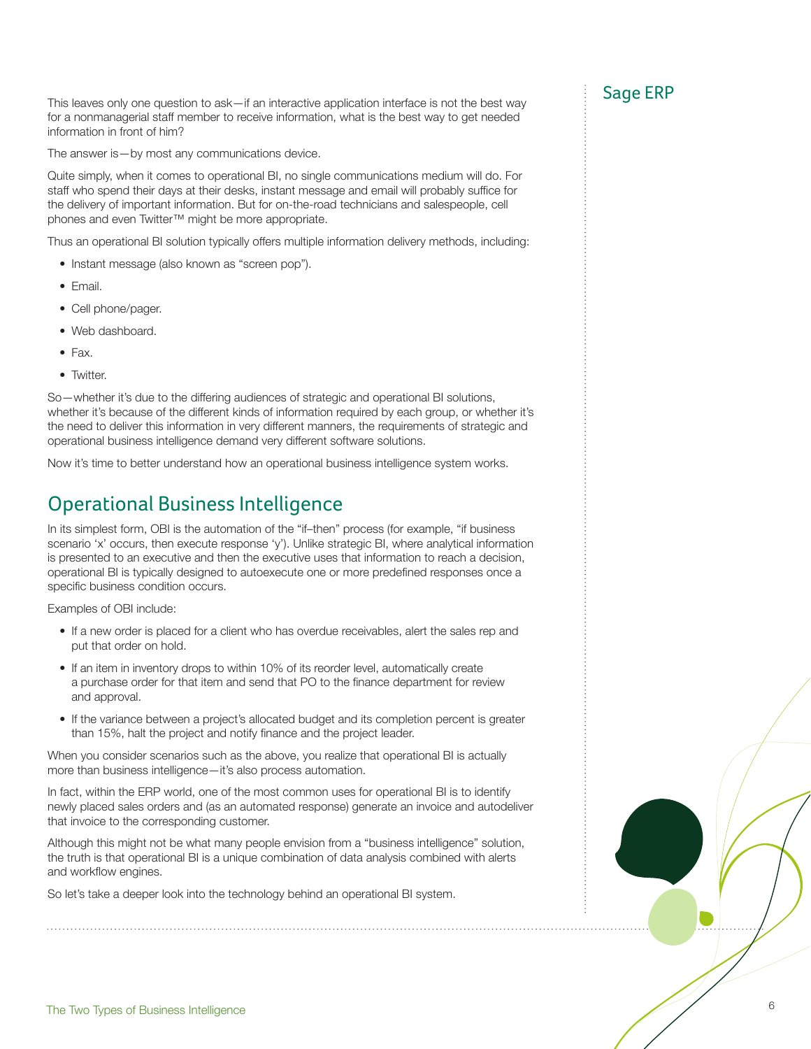This leaves only one question to ask—if an interactive application interface is not the best way for a nonmanagerial staff member to receive information, what is the best way to get needed information in front of him?

The answer is—by most any communications device.

Quite simply, when it comes to operational BI, no single communications medium will do. For staff who spend their days at their desks, instant message and email will probably suffice for the delivery of important information. But for on-the-road technicians and salespeople, cell phones and even Twitter™ might be more appropriate.

Thus an operational BI solution typically offers multiple information delivery methods, including:

- Instant message (also known as "screen pop").
- Email.
- Cell phone/pager.
- Web dashboard.
- Fax.
- Twitter.

So—whether it's due to the differing audiences of strategic and operational BI solutions, whether it's because of the different kinds of information required by each group, or whether it's the need to deliver this information in very different manners, the requirements of strategic and operational business intelligence demand very different software solutions.

Now it's time to better understand how an operational business intelligence system works.

## Operational Business Intelligence

In its simplest form, OBI is the automation of the "if–then" process (for example, "if business scenario 'x' occurs, then execute response 'y'). Unlike strategic BI, where analytical information is presented to an executive and then the executive uses that information to reach a decision, operational BI is typically designed to autoexecute one or more predefined responses once a specific business condition occurs.

Examples of OBI include:

- If a new order is placed for a client who has overdue receivables, alert the sales rep and put that order on hold.
- If an item in inventory drops to within 10% of its reorder level, automatically create a purchase order for that item and send that PO to the finance department for review and approval.
- If the variance between a project's allocated budget and its completion percent is greater than 15%, halt the project and notify finance and the project leader.

When you consider scenarios such as the above, you realize that operational BI is actually more than business intelligence—it's also process automation.

In fact, within the ERP world, one of the most common uses for operational BI is to identify newly placed sales orders and (as an automated response) generate an invoice and autodeliver that invoice to the corresponding customer.

Although this might not be what many people envision from a "business intelligence" solution, the truth is that operational BI is a unique combination of data analysis combined with alerts and workflow engines.

So let's take a deeper look into the technology behind an operational BI system.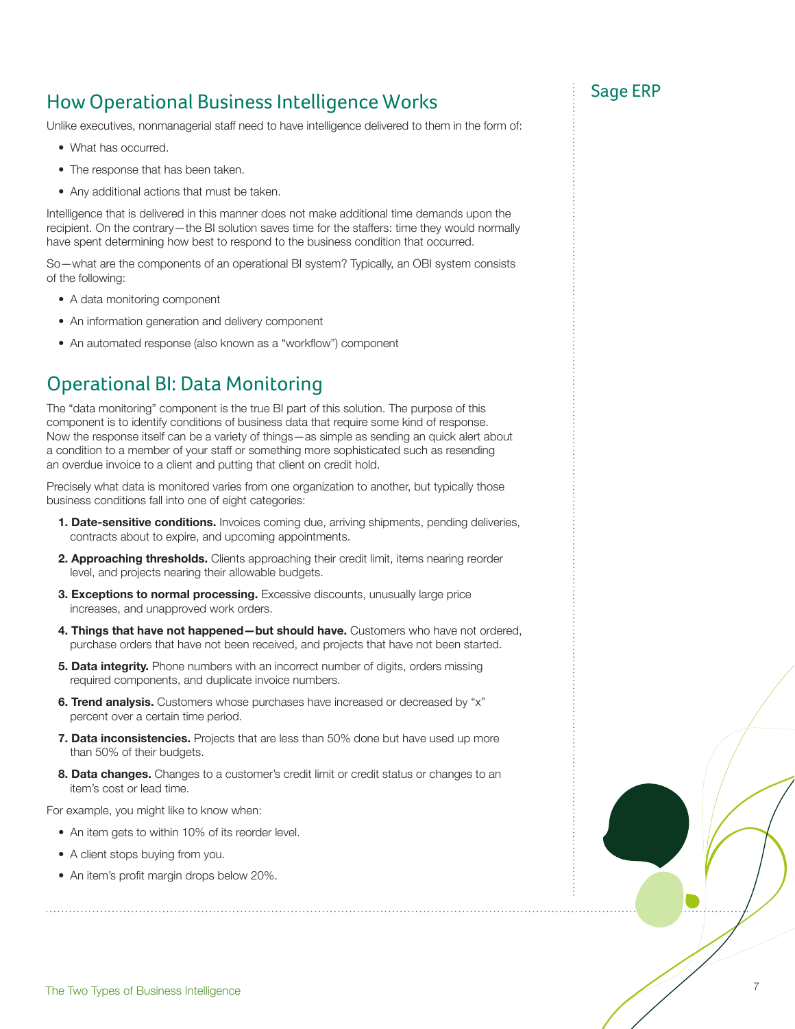## How Operational Business Intelligence Works

Unlike executives, nonmanagerial staff need to have intelligence delivered to them in the form of:

- What has occurred.
- The response that has been taken.
- Any additional actions that must be taken.

Intelligence that is delivered in this manner does not make additional time demands upon the recipient. On the contrary—the BI solution saves time for the staffers: time they would normally have spent determining how best to respond to the business condition that occurred.

So—what are the components of an operational BI system? Typically, an OBI system consists of the following:

- A data monitoring component
- An information generation and delivery component
- An automated response (also known as a “workflow”) component

## Operational BI: Data Monitoring

The “data monitoring” component is the true BI part of this solution. The purpose of this component is to identify conditions of business data that require some kind of response. Now the response itself can be a variety of things—as simple as sending an quick alert about a condition to a member of your staff or something more sophisticated such as resending an overdue invoice to a client and putting that client on credit hold.

Precisely what data is monitored varies from one organization to another, but typically those business conditions fall into one of eight categories:

1. **Date-sensitive conditions.** Invoices coming due, arriving shipments, pending deliveries, contracts about to expire, and upcoming appointments.
2. **Approaching thresholds.** Clients approaching their credit limit, items nearing reorder level, and projects nearing their allowable budgets.
3. **Exceptions to normal processing.** Excessive discounts, unusually large price increases, and unapproved work orders.
4. **Things that have not happened—but should have.** Customers who have not ordered, purchase orders that have not been received, and projects that have not been started.
5. **Data integrity.** Phone numbers with an incorrect number of digits, orders missing required components, and duplicate invoice numbers.
6. **Trend analysis.** Customers whose purchases have increased or decreased by “x” percent over a certain time period.
7. **Data inconsistencies.** Projects that are less than 50% done but have used up more than 50% of their budgets.
8. **Data changes.** Changes to a customer’s credit limit or credit status or changes to an item’s cost or lead time.

For example, you might like to know when:

- An item gets to within 10% of its reorder level.
- A client stops buying from you.
- An item’s profit margin drops below 20%.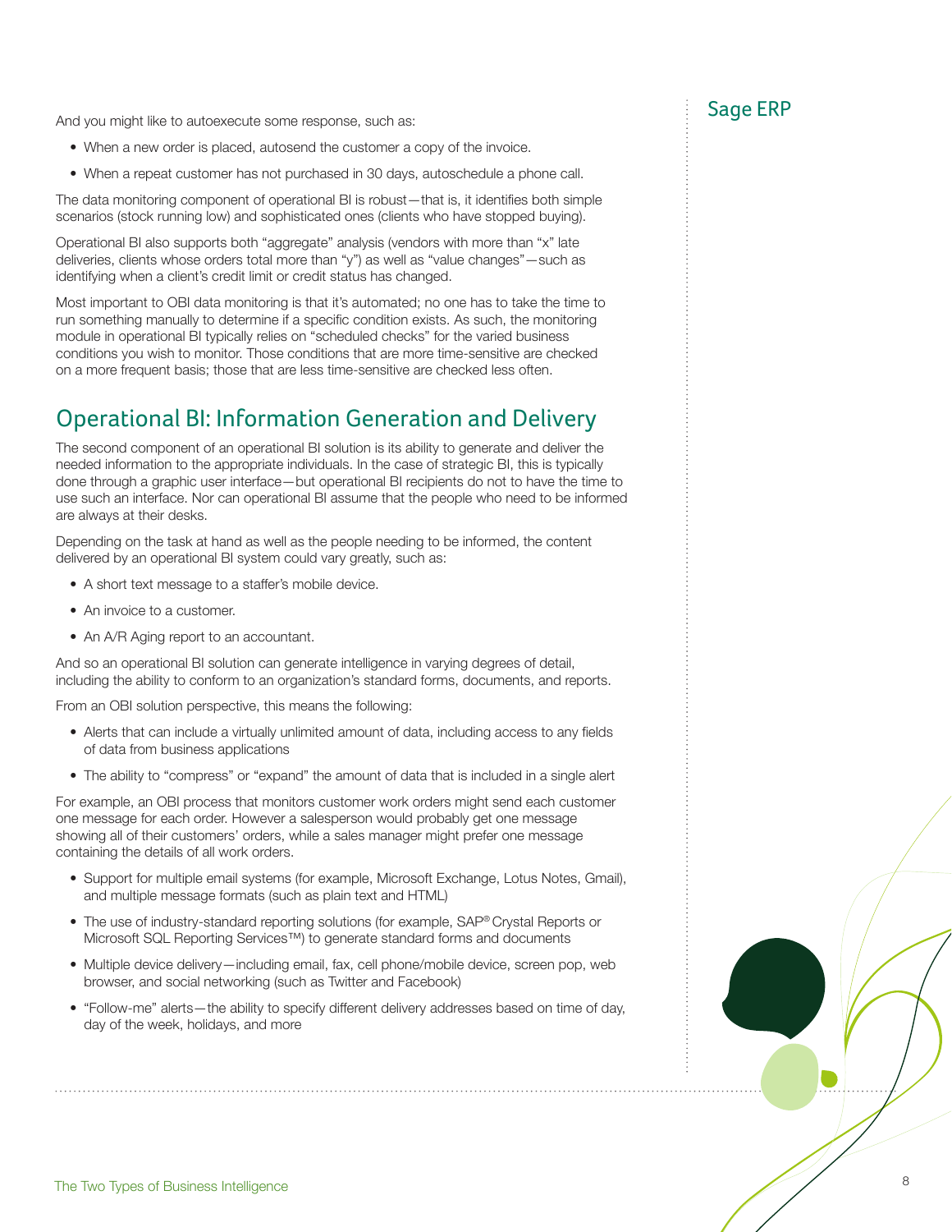And you might like to autoexecute some response, such as:

- When a new order is placed, autosend the customer a copy of the invoice.
- When a repeat customer has not purchased in 30 days, autoschedule a phone call.

The data monitoring component of operational BI is robust—that is, it identifies both simple scenarios (stock running low) and sophisticated ones (clients who have stopped buying).

Operational BI also supports both "aggregate" analysis (vendors with more than "x" late deliveries, clients whose orders total more than "y") as well as "value changes"—such as identifying when a client's credit limit or credit status has changed.

Most important to OBI data monitoring is that it's automated; no one has to take the time to run something manually to determine if a specific condition exists. As such, the monitoring module in operational BI typically relies on "scheduled checks" for the varied business conditions you wish to monitor. Those conditions that are more time-sensitive are checked on a more frequent basis; those that are less time-sensitive are checked less often.

## Operational BI: Information Generation and Delivery

The second component of an operational BI solution is its ability to generate and deliver the needed information to the appropriate individuals. In the case of strategic BI, this is typically done through a graphic user interface—but operational BI recipients do not to have the time to use such an interface. Nor can operational BI assume that the people who need to be informed are always at their desks.

Depending on the task at hand as well as the people needing to be informed, the content delivered by an operational BI system could vary greatly, such as:

- A short text message to a staffer's mobile device.
- An invoice to a customer.
- An A/R Aging report to an accountant.

And so an operational BI solution can generate intelligence in varying degrees of detail, including the ability to conform to an organization's standard forms, documents, and reports.

From an OBI solution perspective, this means the following:

- Alerts that can include a virtually unlimited amount of data, including access to any fields of data from business applications
- The ability to "compress" or "expand" the amount of data that is included in a single alert

For example, an OBI process that monitors customer work orders might send each customer one message for each order. However a salesperson would probably get one message showing all of their customers' orders, while a sales manager might prefer one message containing the details of all work orders.

- Support for multiple email systems (for example, Microsoft Exchange, Lotus Notes, Gmail), and multiple message formats (such as plain text and HTML)
- The use of industry-standard reporting solutions (for example, SAP® Crystal Reports or Microsoft SQL Reporting Services™) to generate standard forms and documents
- Multiple device delivery—including email, fax, cell phone/mobile device, screen pop, web browser, and social networking (such as Twitter and Facebook)
- "Follow-me" alerts—the ability to specify different delivery addresses based on time of day, day of the week, holidays, and more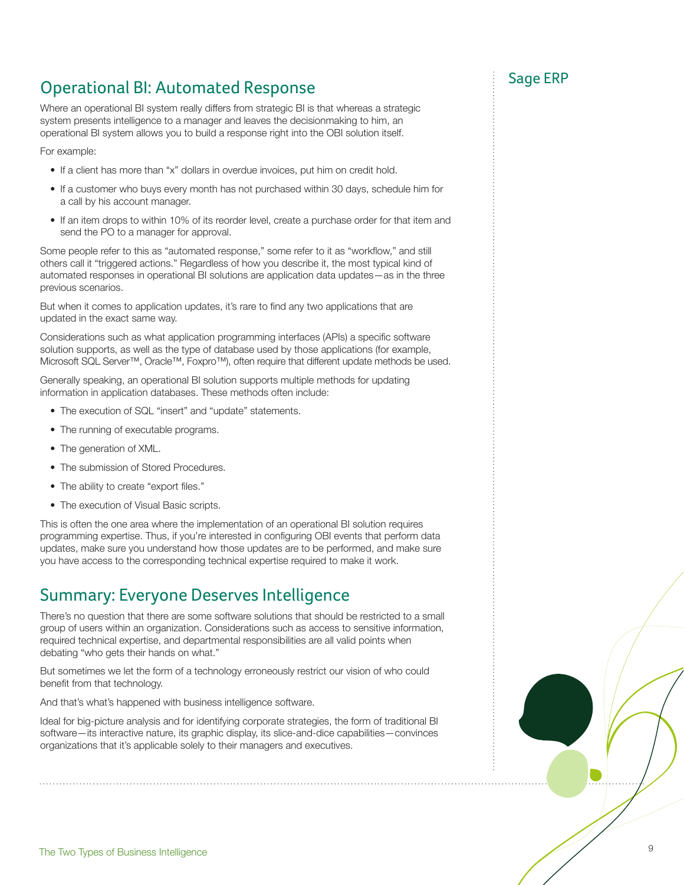## Operational BI: Automated Response

Where an operational BI system really differs from strategic BI is that whereas a strategic system presents intelligence to a manager and leaves the decisionmaking to him, an operational BI system allows you to build a response right into the OBI solution itself.

For example:

- If a client has more than "x" dollars in overdue invoices, put him on credit hold.
- If a customer who buys every month has not purchased within 30 days, schedule him for a call by his account manager.
- If an item drops to within 10% of its reorder level, create a purchase order for that item and send the PO to a manager for approval.

Some people refer to this as "automated response," some refer to it as "workflow," and still others call it "triggered actions." Regardless of how you describe it, the most typical kind of automated responses in operational BI solutions are application data updates—as in the three previous scenarios.

But when it comes to application updates, it's rare to find any two applications that are updated in the exact same way.

Considerations such as what application programming interfaces (APIs) a specific software solution supports, as well as the type of database used by those applications (for example, Microsoft SQL Server™, Oracle™, Foxpro™), often require that different update methods be used.

Generally speaking, an operational BI solution supports multiple methods for updating information in application databases. These methods often include:

- The execution of SQL "insert" and "update" statements.
- The running of executable programs.
- The generation of XML.
- The submission of Stored Procedures.
- The ability to create "export files."
- The execution of Visual Basic scripts.

This is often the one area where the implementation of an operational BI solution requires programming expertise. Thus, if you're interested in configuring OBI events that perform data updates, make sure you understand how those updates are to be performed, and make sure you have access to the corresponding technical expertise required to make it work.

## Summary: Everyone Deserves Intelligence

There's no question that there are some software solutions that should be restricted to a small group of users within an organization. Considerations such as access to sensitive information, required technical expertise, and departmental responsibilities are all valid points when debating "who gets their hands on what."

But sometimes we let the form of a technology erroneously restrict our vision of who could benefit from that technology.

And that's what's happened with business intelligence software.

Ideal for big-picture analysis and for identifying corporate strategies, the form of traditional BI software—its interactive nature, its graphic display, its slice-and-dice capabilities—convinces organizations that it's applicable solely to their managers and executives.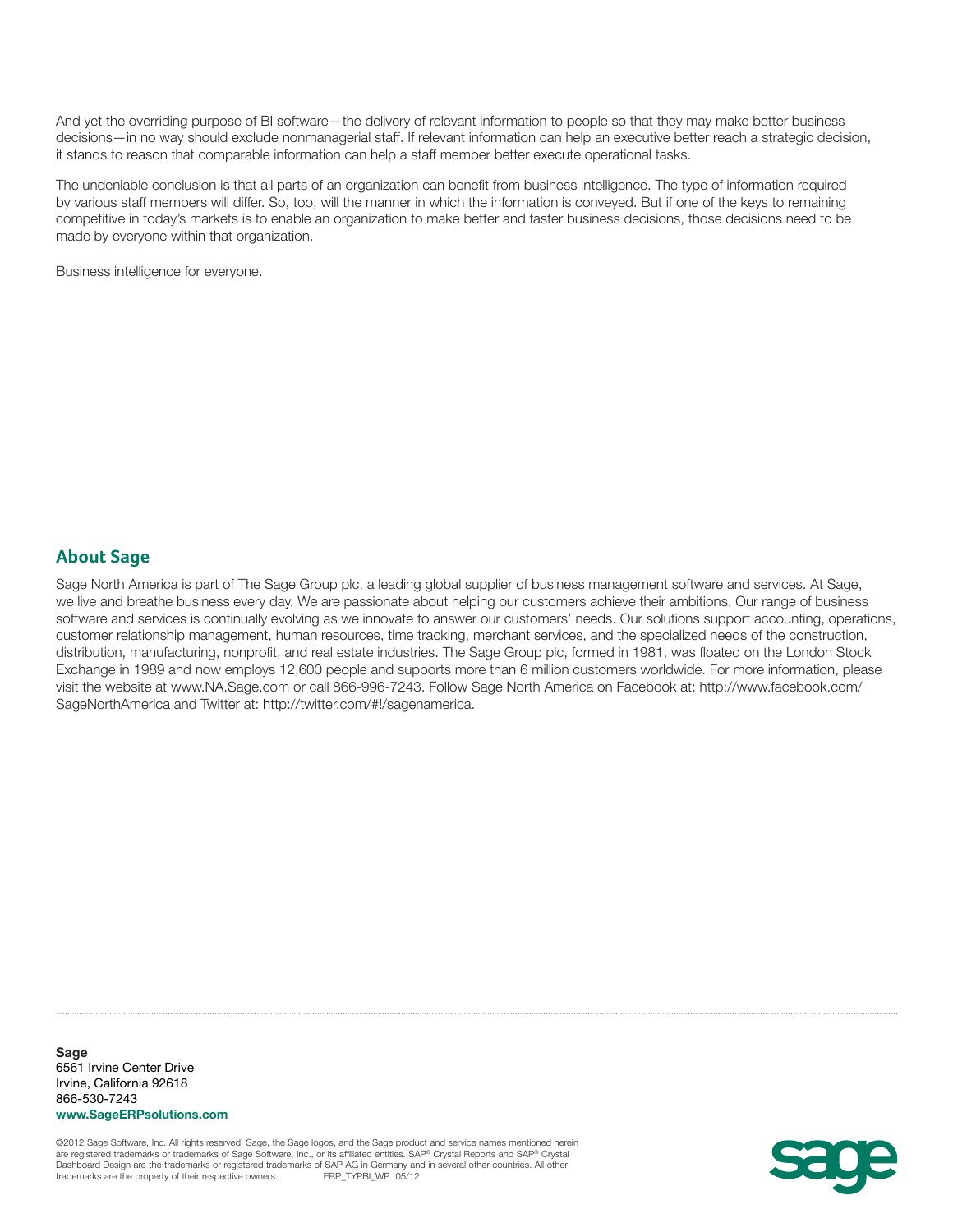And yet the overriding purpose of BI software—the delivery of relevant information to people so that they may make better business decisions—in no way should exclude nonmanagerial staff. If relevant information can help an executive better reach a strategic decision, it stands to reason that comparable information can help a staff member better execute operational tasks.

The undeniable conclusion is that all parts of an organization can benefit from business intelligence. The type of information required by various staff members will differ. So, too, will the manner in which the information is conveyed. But if one of the keys to remaining competitive in today's markets is to enable an organization to make better and faster business decisions, those decisions need to be made by everyone within that organization.

Business intelligence for everyone.

## About Sage

Sage North America is part of The Sage Group plc, a leading global supplier of business management software and services. At Sage, we live and breathe business every day. We are passionate about helping our customers achieve their ambitions. Our range of business software and services is continually evolving as we innovate to answer our customers' needs. Our solutions support accounting, operations, customer relationship management, human resources, time tracking, merchant services, and the specialized needs of the construction, distribution, manufacturing, nonprofit, and real estate industries. The Sage Group plc, formed in 1981, was floated on the London Stock Exchange in 1989 and now employs 12,600 people and supports more than 6 million customers worldwide. For more information, please visit the website at www.NA.Sage.com or call 866-996-7243. Follow Sage North America on Facebook at: http://www.facebook.com/SageNorthAmerica and Twitter at: http://twitter.com/#!/sagenamerica.

**Sage**
6561 Irvine Center Drive
Irvine, California 92618
866-530-7243
**www.SageERPsolutions.com**

©2012 Sage Software, Inc. All rights reserved. Sage, the Sage logos, and the Sage product and service names mentioned herein are registered trademarks or trademarks of Sage Software, Inc., or its affiliated entities. SAP® Crystal Reports and SAP® Crystal Dashboard Design are the trademarks or registered trademarks of SAP AG in Germany and in several other countries. All other trademarks are the property of their respective owners. ERP_TYPBI_WP 05/12